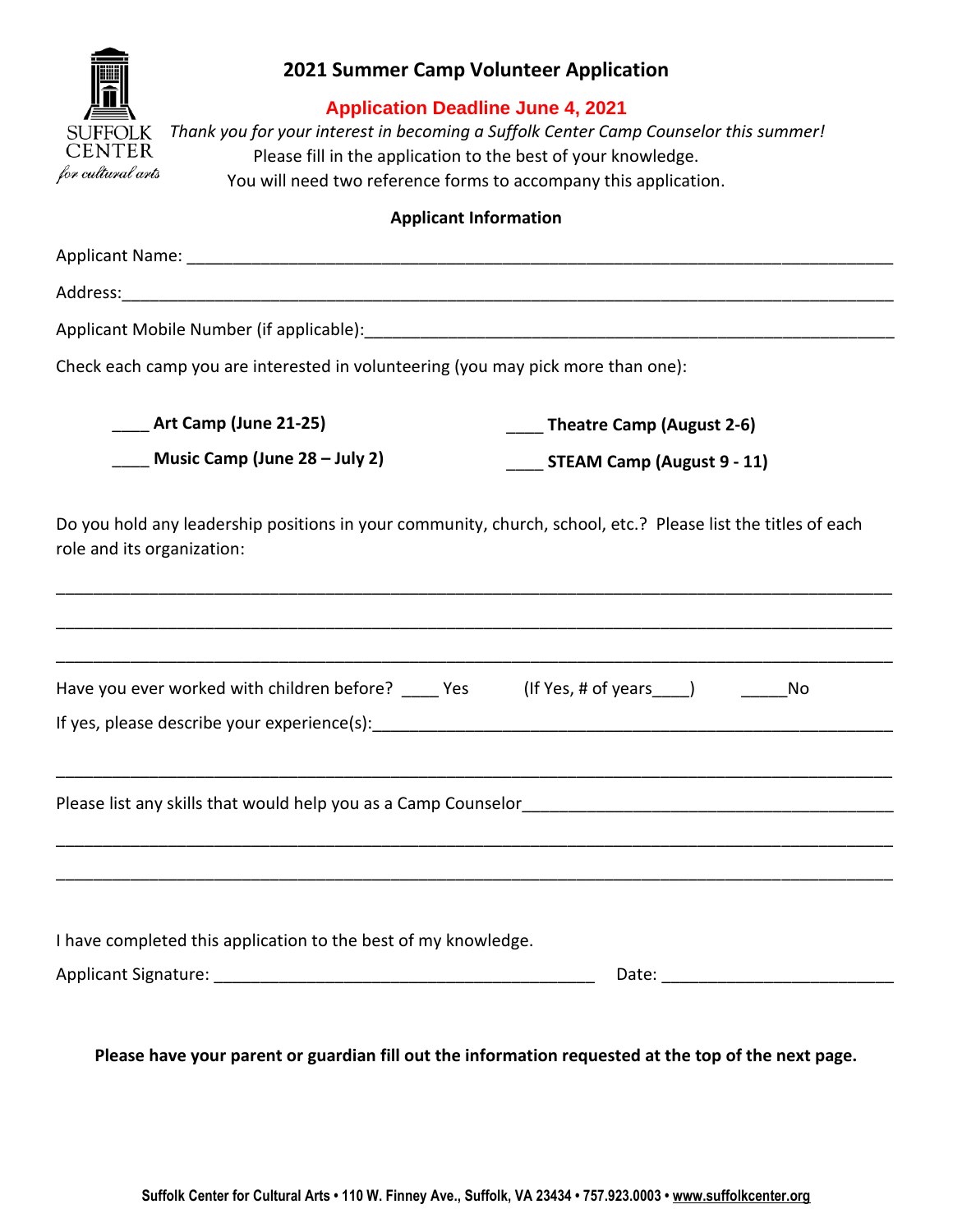SUFFOLK CENTER *for cultural arts*

# 2021 Summer Camp Volunteer Application

**Application Deadline June 4, 2021**

*Thank you for your interest in becoming a Suffolk Center Camp Counselor this summer!*

Please fill in the application to the best of your knowledge.

You will need two reference forms to accompany this application.

**Applicant Information**

Applicant Name: ______________________________________________________________________________

Address:______________________________________________________________________________________

Applicant Mobile Number (if applicable):____________________________________________________________

Check each camp you are interested in volunteering (you may pick more than one):

____ **Art Camp (June 21-25)**

____ **Music Camp (June 28 – July 2)**

____ **Theatre Camp (August 2-6)**

____ **STEAM Camp (August 9 - 11)**

Do you hold any leadership positions in your community, church, school, etc.? Please list the titles of each role and its organization:

______________________________________________________________________________________________

______________________________________________________________________________________________

______________________________________________________________________________________________

Have you ever worked with children before? ____ Yes (If Yes, # of years____) _____No

If yes, please describe your experience(s):_______________________________________________________

______________________________________________________________________________________________

Please list any skills that would help you as a Camp Counselor________________________________________

______________________________________________________________________________________________

______________________________________________________________________________________________

I have completed this application to the best of my knowledge.

Applicant Signature: __________________________________________ Date: _________________________

**Please have your parent or guardian fill out the information requested at the top of the next page.**

**Suffolk Center for Cultural Arts • 110 W. Finney Ave., Suffolk, VA 23434 • 757.923.0003 • www.suffolkcenter.org**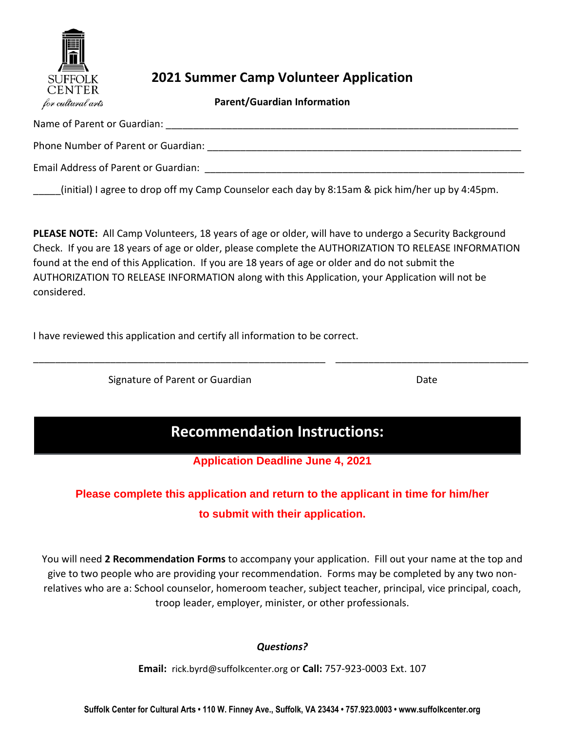# 2021 Summer Camp Volunteer Application

**Parent/Guardian Information**

Name of Parent or Guardian: ________________________________________________________________

Phone Number of Parent or Guardian: ________________________________________________________

Email Address of Parent or Guardian: ________________________________________________________

_____(initial) I agree to drop off my Camp Counselor each day by 8:15am & pick him/her up by 4:45pm.

**PLEASE NOTE:** All Camp Volunteers, 18 years of age or older, will have to undergo a Security Background Check. If you are 18 years of age or older, please complete the AUTHORIZATION TO RELEASE INFORMATION found at the end of this Application. If you are 18 years of age or older and do not submit the AUTHORIZATION TO RELEASE INFORMATION along with this Application, your Application will not be considered.

I have reviewed this application and certify all information to be correct.

______________________________________________________ ___________________________________

Signature of Parent or Guardian Date

## Recommendation Instructions:

**Application Deadline June 4, 2021**

**Please complete this application and return to the applicant in time for him/her to submit with their application.**

You will need **2 Recommendation Forms** to accompany your application. Fill out your name at the top and give to two people who are providing your recommendation. Forms may be completed by any two non-relatives who are a: School counselor, homeroom teacher, subject teacher, principal, vice principal, coach, troop leader, employer, minister, or other professionals.

***Questions?***

**Email:** rick.byrd@suffolkcenter.org or **Call:** 757-923-0003 Ext. 107

**Suffolk Center for Cultural Arts • 110 W. Finney Ave., Suffolk, VA 23434 • 757.923.0003 • www.suffolkcenter.org**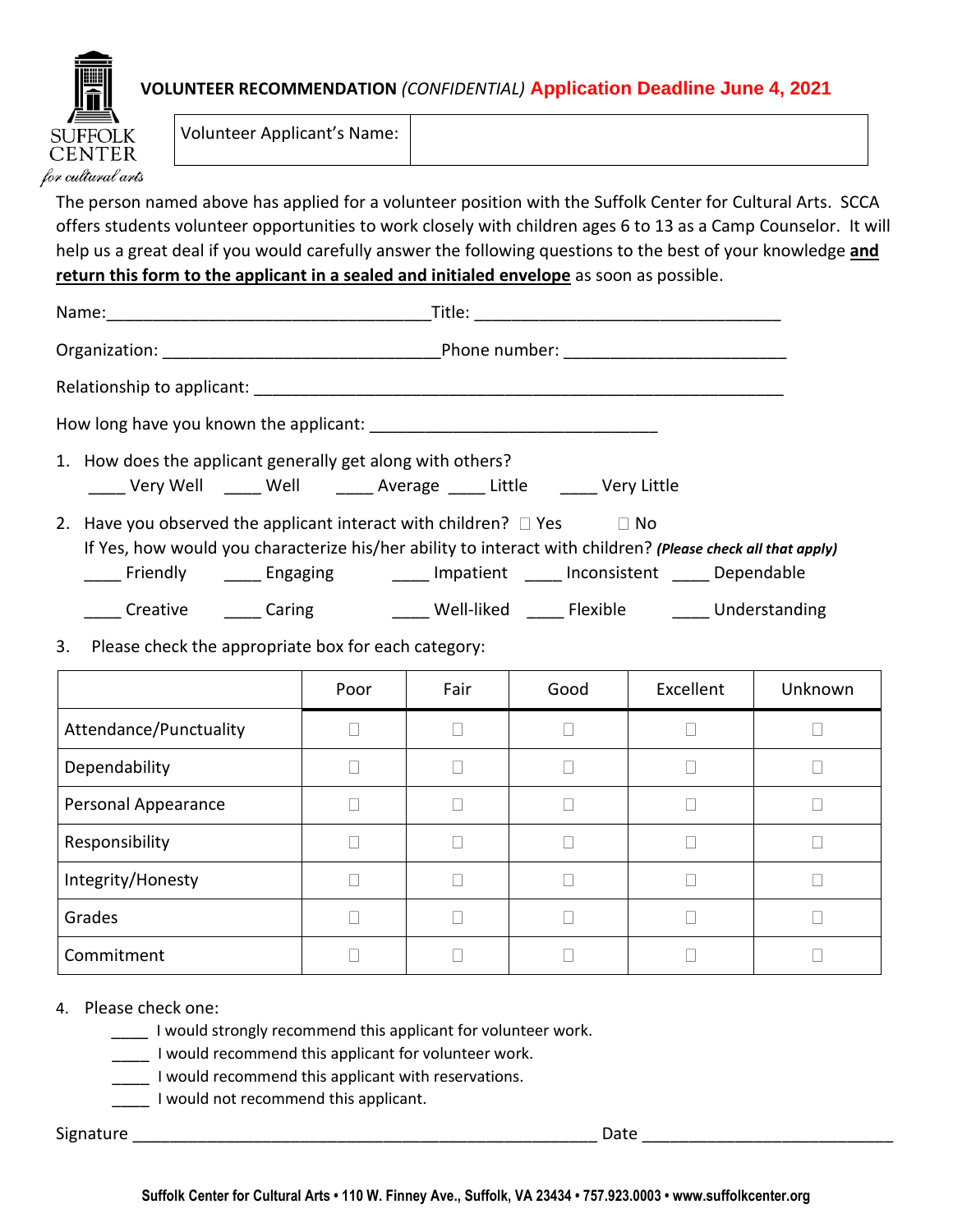SUFFOLK CENTER *for cultural arts*

## VOLUNTEER RECOMMENDATION *(CONFIDENTIAL)* Application Deadline June 4, 2021

| Volunteer Applicant's Name: | |
|---|---|

The person named above has applied for a volunteer position with the Suffolk Center for Cultural Arts. SCCA offers students volunteer opportunities to work closely with children ages 6 to 13 as a Camp Counselor. It will help us a great deal if you would carefully answer the following questions to the best of your knowledge **and return this form to the applicant in a sealed and initialed envelope** as soon as possible.

Name:___________________________________Title: _________________________________

Organization: ______________________________Phone number: ________________________

Relationship to applicant: __________________________________________________________

How long have you known the applicant: _______________________________

1. How does the applicant generally get along with others?
   ____ Very Well ____ Well ____ Average ____ Little ____ Very Little

2. Have you observed the applicant interact with children? ☐ Yes ☐ No
   If Yes, how would you characterize his/her ability to interact with children? ***(Please check all that apply)***
   ____ Friendly ____ Engaging ____ Impatient ____ Inconsistent ____ Dependable
   ____ Creative ____ Caring ____ Well-liked ____ Flexible ____ Understanding

3. Please check the appropriate box for each category:

| | Poor | Fair | Good | Excellent | Unknown |
|---|---|---|---|---|---|
| Attendance/Punctuality | ☐ | ☐ | ☐ | ☐ | ☐ |
| Dependability | ☐ | ☐ | ☐ | ☐ | ☐ |
| Personal Appearance | ☐ | ☐ | ☐ | ☐ | ☐ |
| Responsibility | ☐ | ☐ | ☐ | ☐ | ☐ |
| Integrity/Honesty | ☐ | ☐ | ☐ | ☐ | ☐ |
| Grades | ☐ | ☐ | ☐ | ☐ | ☐ |
| Commitment | ☐ | ☐ | ☐ | ☐ | ☐ |

4. Please check one:
   ____ I would strongly recommend this applicant for volunteer work.
   ____ I would recommend this applicant for volunteer work.
   ____ I would recommend this applicant with reservations.
   ____ I would not recommend this applicant.

Signature ____________________________________________________ Date ___________________________

**Suffolk Center for Cultural Arts • 110 W. Finney Ave., Suffolk, VA 23434 • 757.923.0003 • www.suffolkcenter.org**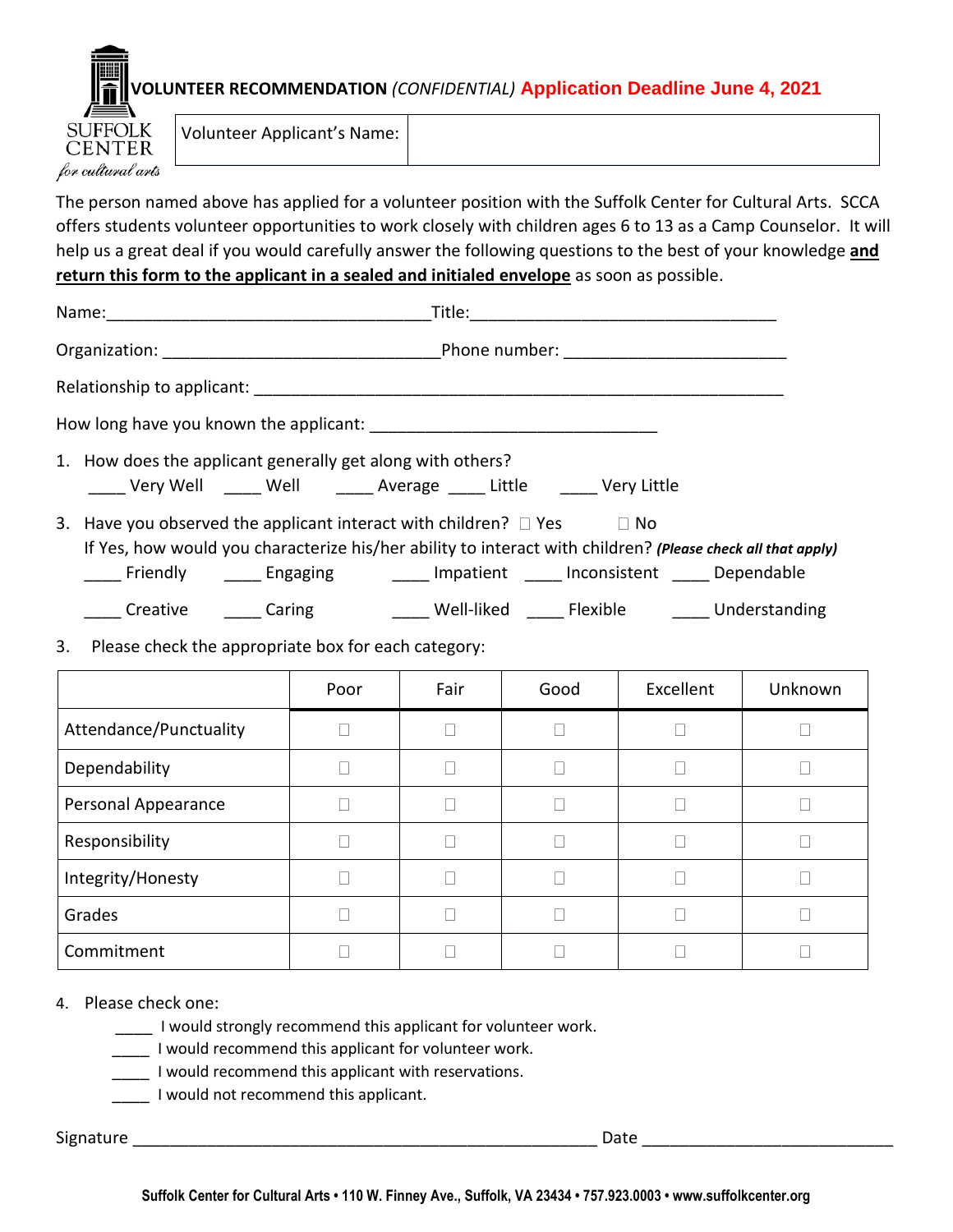SUFFOLK CENTER *for cultural arts*

# VOLUNTEER RECOMMENDATION *(CONFIDENTIAL)* Application Deadline June 4, 2021

| Volunteer Applicant's Name: | |
|---|---|

The person named above has applied for a volunteer position with the Suffolk Center for Cultural Arts. SCCA offers students volunteer opportunities to work closely with children ages 6 to 13 as a Camp Counselor. It will help us a great deal if you would carefully answer the following questions to the best of your knowledge **and return this form to the applicant in a sealed and initialed envelope** as soon as possible.

Name:___________________________________Title:_________________________________

Organization: ______________________________Phone number: _______________________

Relationship to applicant: ___________________________________________________________

How long have you known the applicant: _______________________________

1. How does the applicant generally get along with others?
   ____ Very Well ____ Well ____ Average ____ Little ____ Very Little

3. Have you observed the applicant interact with children? ☐ Yes ☐ No
   If Yes, how would you characterize his/her ability to interact with children? ***(Please check all that apply)***
   ____ Friendly ____ Engaging ____ Impatient ____ Inconsistent ____ Dependable
   ____ Creative ____ Caring ____ Well-liked ____ Flexible ____ Understanding

3. Please check the appropriate box for each category:

| | Poor | Fair | Good | Excellent | Unknown |
|---|---|---|---|---|---|
| Attendance/Punctuality | ☐ | ☐ | ☐ | ☐ | ☐ |
| Dependability | ☐ | ☐ | ☐ | ☐ | ☐ |
| Personal Appearance | ☐ | ☐ | ☐ | ☐ | ☐ |
| Responsibility | ☐ | ☐ | ☐ | ☐ | ☐ |
| Integrity/Honesty | ☐ | ☐ | ☐ | ☐ | ☐ |
| Grades | ☐ | ☐ | ☐ | ☐ | ☐ |
| Commitment | ☐ | ☐ | ☐ | ☐ | ☐ |

4. Please check one:
   _____ I would strongly recommend this applicant for volunteer work.
   ____ I would recommend this applicant for volunteer work.
   ____ I would recommend this applicant with reservations.
   ____ I would not recommend this applicant.

Signature ____________________________________________________ Date ___________________________

**Suffolk Center for Cultural Arts • 110 W. Finney Ave., Suffolk, VA 23434 • 757.923.0003 • www.suffolkcenter.org**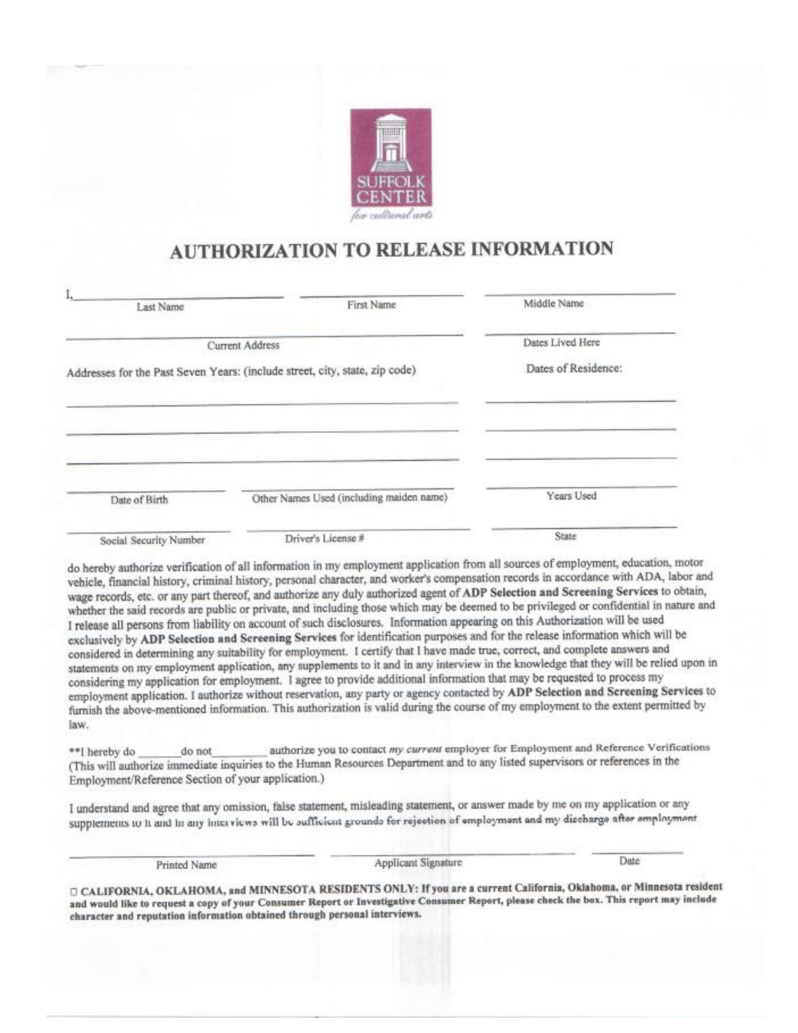SUFFOLK CENTER

*for cultural arts*

# AUTHORIZATION TO RELEASE INFORMATION

I, ____________________ ____________________ ____________________

Last Name | First Name | Middle Name

____________________________________________ ____________________

Current Address | Dates Lived Here

Addresses for the Past Seven Years: (include street, city, state, zip code) | Dates of Residence:

____________________________________________ ____________________

____________________________________________ ____________________

____________________________________________ ____________________

____________________ ____________________ ____________________

Date of Birth | Other Names Used (including maiden name) | Years Used

____________________ ____________________ ____________________

Social Security Number | Driver's License # | State

do hereby authorize verification of all information in my employment application from all sources of employment, education, motor vehicle, financial history, criminal history, personal character, and worker's compensation records in accordance with ADA, labor and wage records, etc. or any part thereof, and authorize any duly authorized agent of **ADP Selection and Screening Services** to obtain, whether the said records are public or private, and including those which may be deemed to be privileged or confidential in nature and I release all persons from liability on account of such disclosures. Information appearing on this Authorization will be used exclusively by **ADP Selection and Screening Services** for identification purposes and for the release information which will be considered in determining any suitability for employment. I certify that I have made true, correct, and complete answers and statements on my employment application, any supplements to it and in any interview in the knowledge that they will be relied upon in considering my application for employment. I agree to provide additional information that may be requested to process my employment application. I authorize without reservation, any party or agency contacted by **ADP Selection and Screening Services** to furnish the above-mentioned information. This authorization is valid during the course of my employment to the extent permitted by law.

**I hereby do _______ do not _________ authorize you to contact *my current* employer for Employment and Reference Verifications (This will authorize immediate inquiries to the Human Resources Department and to any listed supervisors or references in the Employment/Reference Section of your application.)

I understand and agree that any omission, false statement, misleading statement, or answer made by me on my application or any supplements to it and in any interviews will be sufficient grounds for rejection of employment and my discharge after employment

____________________ ____________________ ____________

Printed Name | Applicant Signature | Date

☐ **CALIFORNIA, OKLAHOMA, and MINNESOTA RESIDENTS ONLY: If you are a current California, Oklahoma, or Minnesota resident and would like to request a copy of your Consumer Report or Investigative Consumer Report, please check the box. This report may include character and reputation information obtained through personal interviews.**